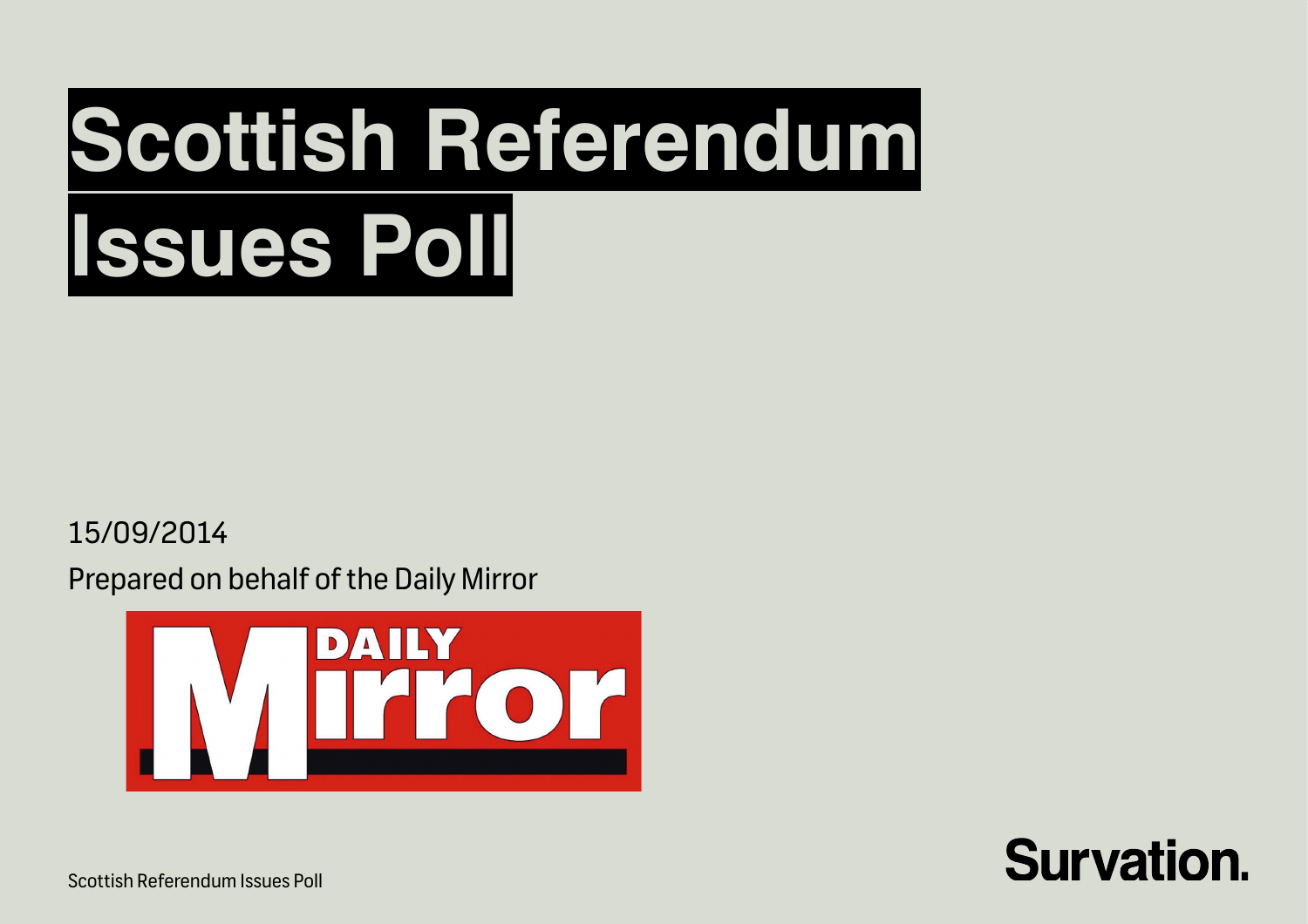# Scottish Referendum Issues Poll

15/09/2014

Prepared on behalf of the Daily Mirror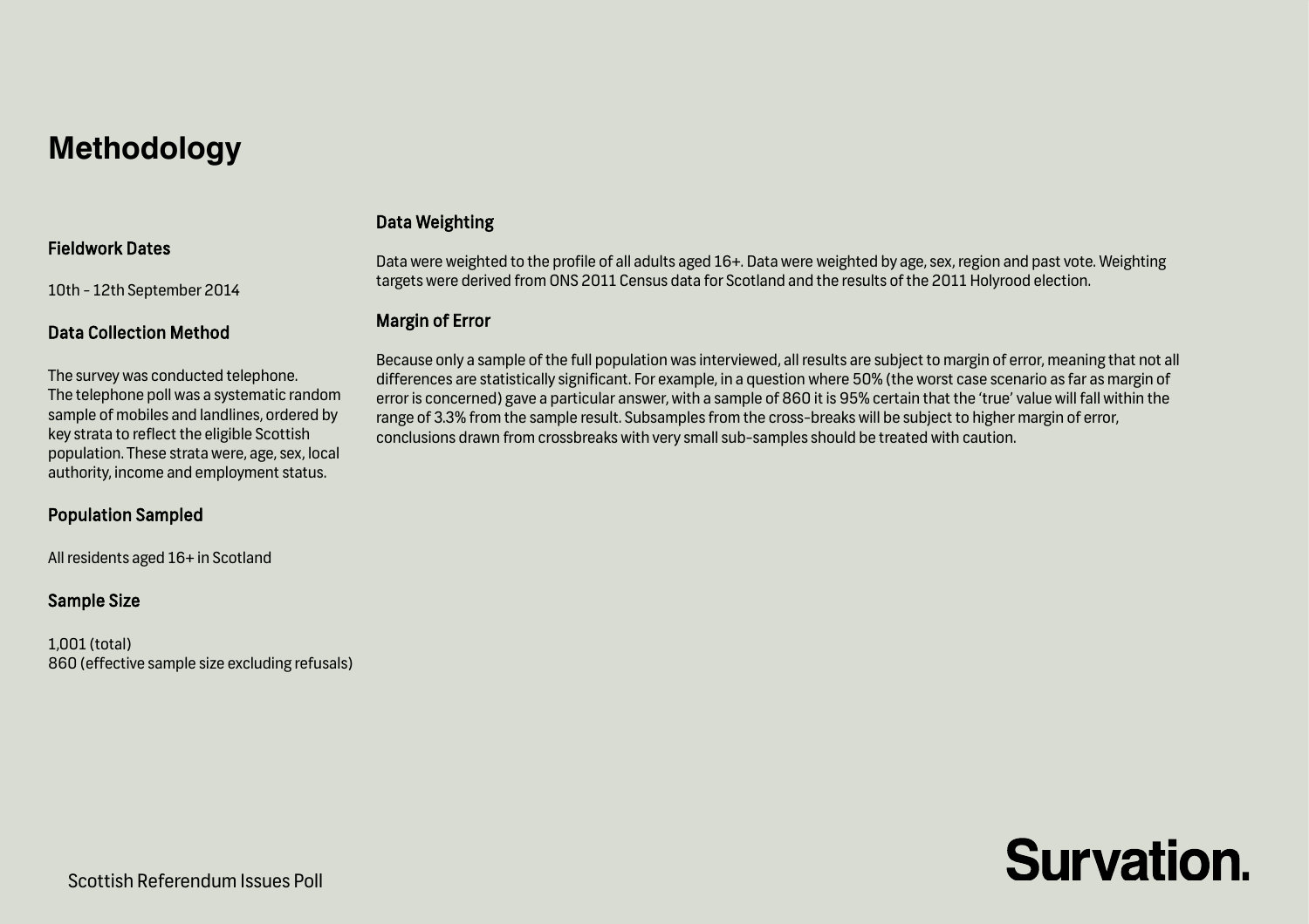# Methodology

### Fieldwork Dates

10th – 12th September 2014

### Data Collection Method

The survey was conducted telephone.
The telephone poll was a systematic random sample of mobiles and landlines, ordered by key strata to reflect the eligible Scottish population. These strata were, age, sex, local authority, income and employment status.

### Population Sampled

All residents aged 16+ in Scotland

### Sample Size

1,001 (total)
860 (effective sample size excluding refusals)

### Data Weighting

Data were weighted to the profile of all adults aged 16+. Data were weighted by age, sex, region and past vote. Weighting targets were derived from ONS 2011 Census data for Scotland and the results of the 2011 Holyrood election.

### Margin of Error

Because only a sample of the full population was interviewed, all results are subject to margin of error, meaning that not all differences are statistically significant. For example, in a question where 50% (the worst case scenario as far as margin of error is concerned) gave a particular answer, with a sample of 860 it is 95% certain that the 'true' value will fall within the range of 3.3% from the sample result. Subsamples from the cross-breaks will be subject to higher margin of error, conclusions drawn from crossbreaks with very small sub-samples should be treated with caution.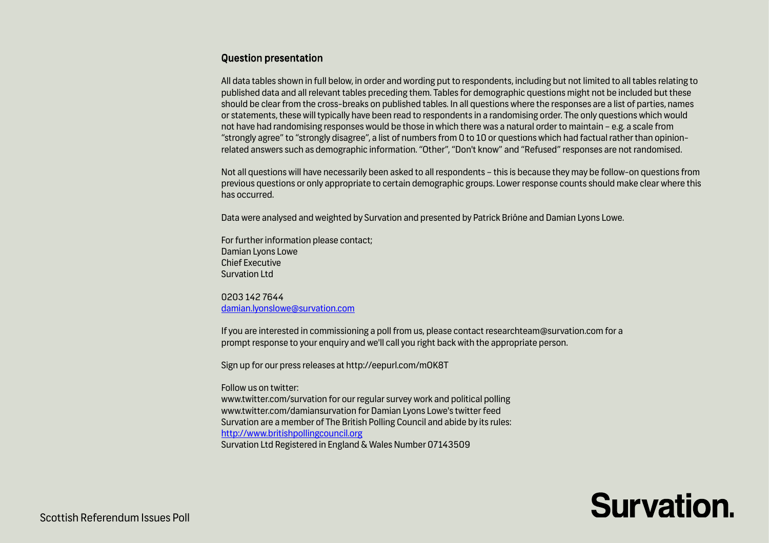## Question presentation

All data tables shown in full below, in order and wording put to respondents, including but not limited to all tables relating to published data and all relevant tables preceding them. Tables for demographic questions might not be included but these should be clear from the cross-breaks on published tables. In all questions where the responses are a list of parties, names or statements, these will typically have been read to respondents in a randomising order. The only questions which would not have had randomising responses would be those in which there was a natural order to maintain – e.g. a scale from "strongly agree" to "strongly disagree", a list of numbers from 0 to 10 or questions which had factual rather than opinion-related answers such as demographic information. "Other", "Don't know" and "Refused" responses are not randomised.

Not all questions will have necessarily been asked to all respondents – this is because they may be follow-on questions from previous questions or only appropriate to certain demographic groups. Lower response counts should make clear where this has occurred.

Data were analysed and weighted by Survation and presented by Patrick Briône and Damian Lyons Lowe.

For further information please contact;
Damian Lyons Lowe
Chief Executive
Survation Ltd

0203 142 7644
damian.lyonslowe@survation.com

If you are interested in commissioning a poll from us, please contact researchteam@survation.com for a prompt response to your enquiry and we'll call you right back with the appropriate person.

Sign up for our press releases at http://eepurl.com/mOK8T

Follow us on twitter:
www.twitter.com/survation for our regular survey work and political polling
www.twitter.com/damiansurvation for Damian Lyons Lowe's twitter feed
Survation are a member of The British Polling Council and abide by its rules:
http://www.britishpollingcouncil.org
Survation Ltd Registered in England & Wales Number 07143509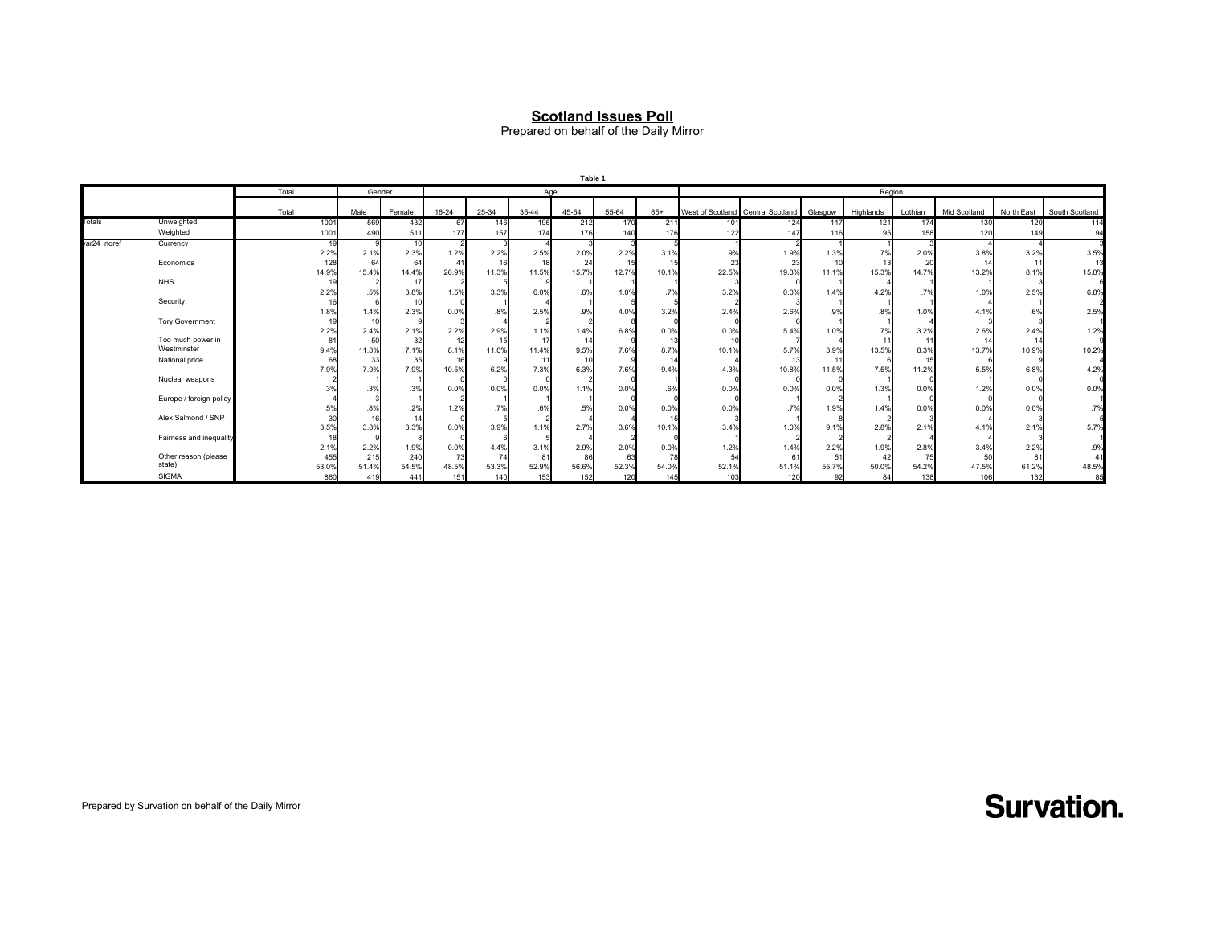# Scotland Issues Poll

Prepared on behalf of the Daily Mirror

**Table 1**

| | | Total | Gender | | Age | | | | | | Region | | | | | | | |
|---|---|---|---|---|---|---|---|---|---|---|---|---|---|---|---|---|---|---|
| | | Total | Male | Female | 16-24 | 25-34 | 35-44 | 45-54 | 55-64 | 65+ | West of Scotland | Central Scotland | Glasgow | Highlands | Lothian | Mid Scotland | North East | South Scotland |
| Totals | Unweighted | 1001 | 569 | 432 | 67 | 146 | 195 | 212 | 170 | 211 | 101 | 124 | 117 | 121 | 174 | 130 | 120 | 114 |
| | Weighted | 1001 | 490 | 511 | 177 | 157 | 174 | 176 | 140 | 176 | 122 | 147 | 116 | 95 | 158 | 120 | 149 | 94 |
| var24_noref | Currency | 19 | 9 | 10 | 2 | 3 | 4 | 3 | 3 | 5 | 1 | 2 | 1 | 1 | 3 | 4 | 4 | 3 |
| | | 2.2% | 2.1% | 2.3% | 1.2% | 2.2% | 2.5% | 2.0% | 2.2% | 3.1% | .9% | 1.9% | 1.3% | .7% | 2.0% | 3.8% | 3.2% | 3.5% |
| | Economics | 128 | 64 | 64 | 41 | 16 | 18 | 24 | 15 | 15 | 23 | 23 | 10 | 13 | 20 | 14 | 11 | 13 |
| | | 14.9% | 15.4% | 14.4% | 26.9% | 11.3% | 11.5% | 15.7% | 12.7% | 10.1% | 22.5% | 19.3% | 11.1% | 15.3% | 14.7% | 13.2% | 8.1% | 15.8% |
| | NHS | 19 | 2 | 17 | 2 | 5 | 9 | 1 | 1 | 1 | 3 | 0 | 1 | 4 | 1 | 1 | 3 | 6 |
| | | 2.2% | .5% | 3.8% | 1.5% | 3.3% | 6.0% | .6% | 1.0% | .7% | 3.2% | 0.0% | 1.4% | 4.2% | .7% | 1.0% | 2.5% | 6.8% |
| | Security | 16 | 6 | 10 | 0 | 1 | 4 | 1 | 5 | 5 | 2 | 3 | 1 | 1 | 1 | 4 | 1 | 2 |
| | | 1.8% | 1.4% | 2.3% | 0.0% | .8% | 2.5% | .9% | 4.0% | 3.2% | 2.4% | 2.6% | .9% | .8% | 1.0% | 4.1% | .6% | 2.5% |
| | Tory Government | 19 | 10 | 9 | 3 | 4 | 2 | 2 | 8 | 0 | 0 | 6 | 1 | 1 | 4 | 3 | 3 | 1 |
| | | 2.2% | 2.4% | 2.1% | 2.2% | 2.9% | 1.1% | 1.4% | 6.8% | 0.0% | 0.0% | 5.4% | 1.0% | .7% | 3.2% | 2.6% | 2.4% | 1.2% |
| | Too much power in Westminster | 81 | 50 | 32 | 12 | 15 | 17 | 14 | 9 | 13 | 10 | 7 | 4 | 11 | 11 | 14 | 14 | 9 |
| | | 9.4% | 11.8% | 7.1% | 8.1% | 11.0% | 11.4% | 9.5% | 7.6% | 8.7% | 10.1% | 5.7% | 3.9% | 13.5% | 8.3% | 13.7% | 10.9% | 10.2% |
| | National pride | 68 | 33 | 35 | 16 | 9 | 11 | 10 | 9 | 14 | 4 | 13 | 11 | 6 | 15 | 6 | 9 | 4 |
| | | 7.9% | 7.9% | 7.9% | 10.5% | 6.2% | 7.3% | 6.3% | 7.6% | 9.4% | 4.3% | 10.8% | 11.5% | 7.5% | 11.2% | 5.5% | 6.8% | 4.2% |
| | Nuclear weapons | 2 | 1 | 1 | 0 | 0 | 0 | 2 | 0 | 1 | 0 | 0 | 0 | 1 | 0 | 1 | 0 | 0 |
| | | .3% | .3% | .3% | 0.0% | 0.0% | 0.0% | 1.1% | 0.0% | .6% | 0.0% | 0.0% | 0.0% | 1.3% | 0.0% | 1.2% | 0.0% | 0.0% |
| | Europe / foreign policy | 4 | 3 | 1 | 2 | 1 | 1 | 1 | 0 | 0 | 0 | 1 | 2 | 1 | 0 | 0 | 0 | 1 |
| | | .5% | .8% | .2% | 1.2% | .7% | .6% | .5% | 0.0% | 0.0% | 0.0% | .7% | 1.9% | 1.4% | 0.0% | 0.0% | 0.0% | .7% |
| | Alex Salmond / SNP | 30 | 16 | 14 | 0 | 5 | 2 | 4 | 4 | 15 | 3 | 1 | 8 | 2 | 3 | 4 | 3 | 5 |
| | | 3.5% | 3.8% | 3.3% | 0.0% | 3.9% | 1.1% | 2.7% | 3.6% | 10.1% | 3.4% | 1.0% | 9.1% | 2.8% | 2.1% | 4.1% | 2.1% | 5.7% |
| | Fairness and inequality | 18 | 9 | 8 | 0 | 6 | 5 | 4 | 2 | 0 | 1 | 2 | 2 | 2 | 4 | 4 | 3 | 1 |
| | | 2.1% | 2.2% | 1.9% | 0.0% | 4.4% | 3.1% | 2.9% | 2.0% | 0.0% | 1.2% | 1.4% | 2.2% | 1.9% | 2.8% | 3.4% | 2.2% | .9% |
| | Other reason (please state) | 455 | 215 | 240 | 73 | 74 | 81 | 86 | 63 | 78 | 54 | 61 | 51 | 42 | 75 | 50 | 81 | 41 |
| | | 53.0% | 51.4% | 54.5% | 48.5% | 53.3% | 52.9% | 56.6% | 52.3% | 54.0% | 52.1% | 51.1% | 55.7% | 50.0% | 54.2% | 47.5% | 61.2% | 48.5% |
| | SIGMA | 860 | 419 | 441 | 151 | 140 | 153 | 152 | 120 | 145 | 103 | 120 | 92 | 84 | 138 | 106 | 132 | 85 |

Prepared by Survation on behalf of the Daily Mirror

**Survation.**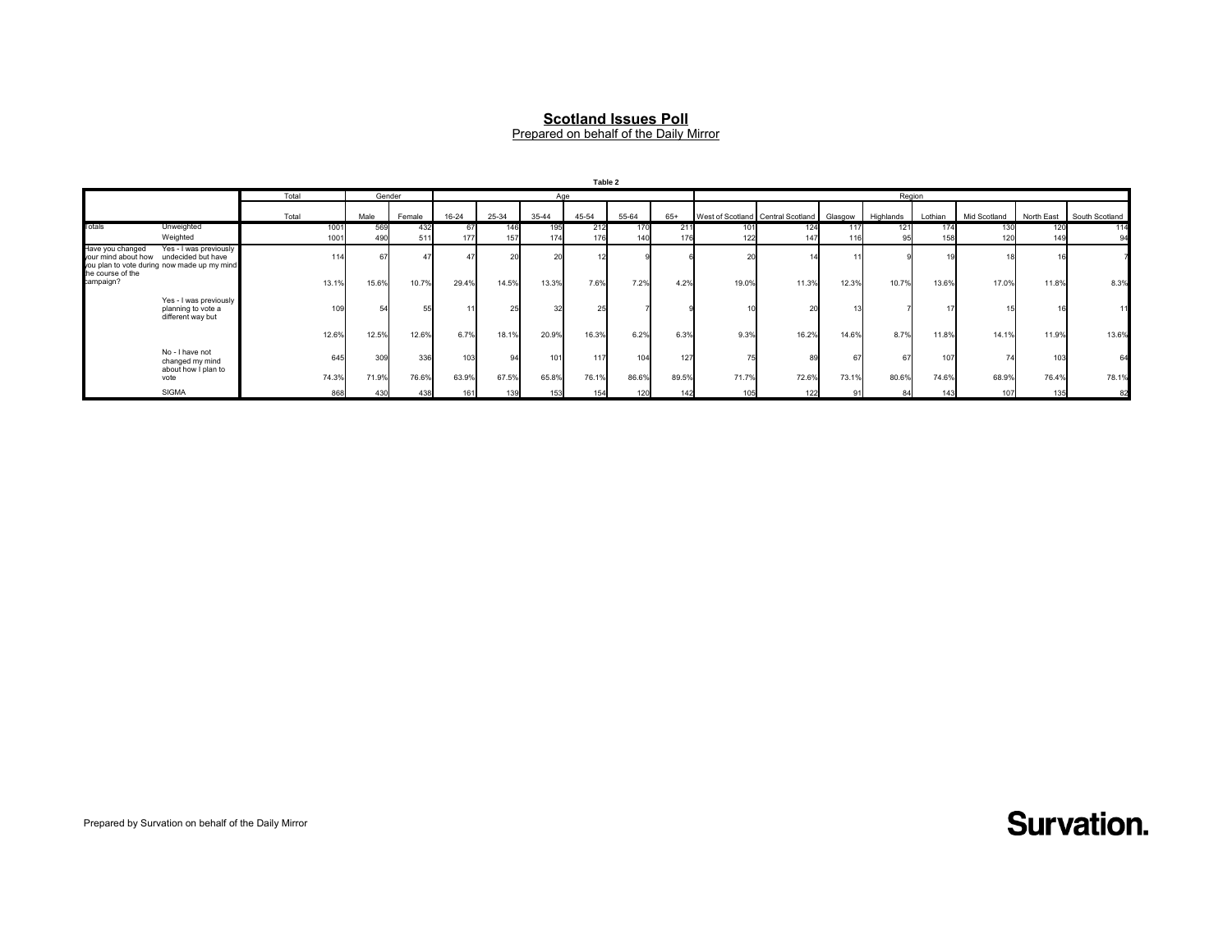## Scotland Issues Poll

Prepared on behalf of the Daily Mirror

**Table 2**

| | | Total | Gender | | Age | | | | | | Region | | | | | | | |
|---|---|---|---|---|---|---|---|---|---|---|---|---|---|---|---|---|---|---|
| | | Total | Male | Female | 16-24 | 25-34 | 35-44 | 45-54 | 55-64 | 65+ | West of Scotland | Central Scotland | Glasgow | Highlands | Lothian | Mid Scotland | North East | South Scotland |
| Totals | Unweighted | 1001 | 569 | 432 | 67 | 146 | 195 | 212 | 170 | 211 | 101 | 124 | 117 | 121 | 174 | 130 | 120 | 114 |
| | Weighted | 1001 | 490 | 511 | 177 | 157 | 174 | 176 | 140 | 176 | 122 | 147 | 116 | 95 | 158 | 120 | 149 | 94 |
| Have you changed your mind about how you plan to vote during the course of the campaign? | Yes - I was previously undecided but have now made up my mind | 114 | 67 | 47 | 47 | 20 | 20 | 12 | 9 | 6 | 20 | 14 | 11 | 9 | 19 | 18 | 16 | 7 |
| | | 13.1% | 15.6% | 10.7% | 29.4% | 14.5% | 13.3% | 7.6% | 7.2% | 4.2% | 19.0% | 11.3% | 12.3% | 10.7% | 13.6% | 17.0% | 11.8% | 8.3% |
| | Yes - I was previously planning to vote a different way but | 109 | 54 | 55 | 11 | 25 | 32 | 25 | 7 | 9 | 10 | 20 | 13 | 7 | 17 | 15 | 16 | 11 |
| | | 12.6% | 12.5% | 12.6% | 6.7% | 18.1% | 20.9% | 16.3% | 6.2% | 6.3% | 9.3% | 16.2% | 14.6% | 8.7% | 11.8% | 14.1% | 11.9% | 13.6% |
| | No - I have not changed my mind about how I plan to vote | 645 | 309 | 336 | 103 | 94 | 101 | 117 | 104 | 127 | 75 | 89 | 67 | 67 | 107 | 74 | 103 | 64 |
| | | 74.3% | 71.9% | 76.6% | 63.9% | 67.5% | 65.8% | 76.1% | 86.6% | 89.5% | 71.7% | 72.6% | 73.1% | 80.6% | 74.6% | 68.9% | 76.4% | 78.1% |
| | SIGMA | 868 | 430 | 438 | 161 | 139 | 153 | 154 | 120 | 142 | 105 | 122 | 91 | 84 | 143 | 107 | 135 | 82 |

Prepared by Survation on behalf of the Daily Mirror

**Survation.**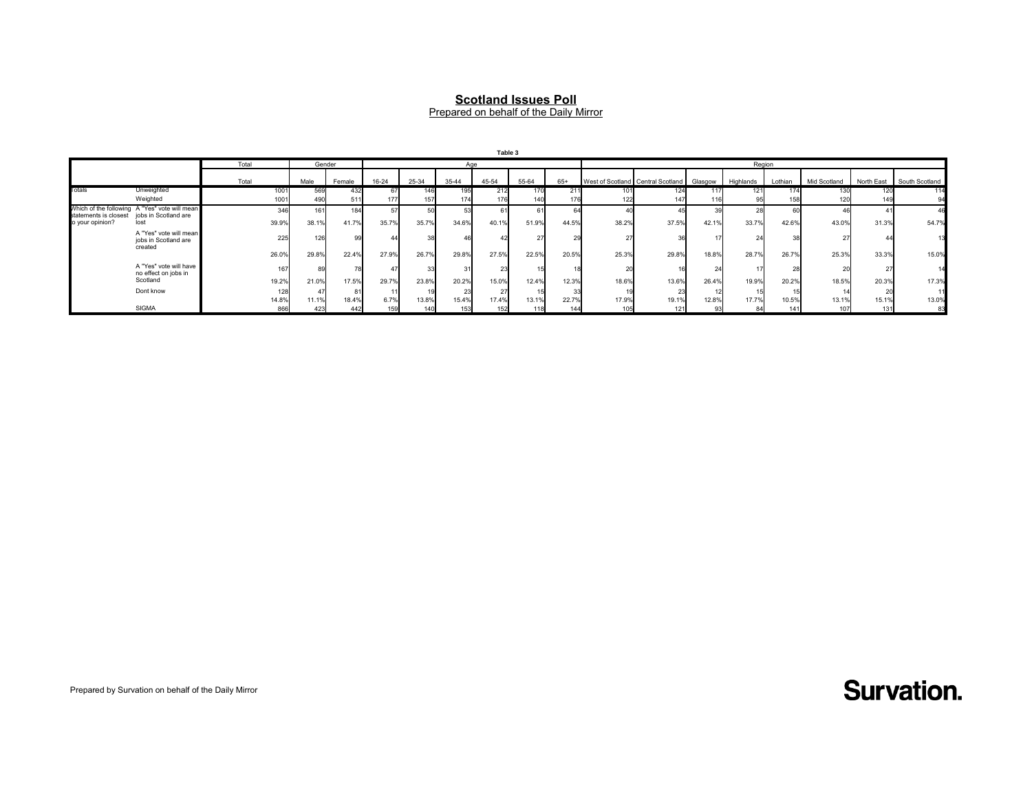## Scotland Issues Poll

Prepared on behalf of the Daily Mirror

**Table 3**

| | | Total | Gender | | Age | | | | | | Region | | | | | | | |
|---|---|---|---|---|---|---|---|---|---|---|---|---|---|---|---|---|---|---|
| | | Total | Male | Female | 16-24 | 25-34 | 35-44 | 45-54 | 55-64 | 65+ | West of Scotland | Central Scotland | Glasgow | Highlands | Lothian | Mid Scotland | North East | South Scotland |
| Totals | Unweighted | 1001 | 569 | 432 | 67 | 146 | 195 | 212 | 170 | 211 | 101 | 124 | 117 | 121 | 174 | 130 | 120 | 114 |
| | Weighted | 1001 | 490 | 511 | 177 | 157 | 174 | 176 | 140 | 176 | 122 | 147 | 116 | 95 | 158 | 120 | 149 | 94 |
| Which of the following statements is closest to your opinion? | A "Yes" vote will mean jobs in Scotland are lost | 346 | 161 | 184 | 57 | 50 | 53 | 61 | 61 | 64 | 40 | 45 | 39 | 28 | 60 | 46 | 41 | 46 |
| | | 39.9% | 38.1% | 41.7% | 35.7% | 35.7% | 34.6% | 40.1% | 51.9% | 44.5% | 38.2% | 37.5% | 42.1% | 33.7% | 42.6% | 43.0% | 31.3% | 54.7% |
| | A "Yes" vote will mean jobs in Scotland are created | 225 | 126 | 99 | 44 | 38 | 46 | 42 | 27 | 29 | 27 | 36 | 17 | 24 | 38 | 27 | 44 | 13 |
| | | 26.0% | 29.8% | 22.4% | 27.9% | 26.7% | 29.8% | 27.5% | 22.5% | 20.5% | 25.3% | 29.8% | 18.8% | 28.7% | 26.7% | 25.3% | 33.3% | 15.0% |
| | A "Yes" vote will have no effect on jobs in Scotland | 167 | 89 | 78 | 47 | 33 | 31 | 23 | 15 | 18 | 20 | 16 | 24 | 17 | 28 | 20 | 27 | 14 |
| | | 19.2% | 21.0% | 17.5% | 29.7% | 23.8% | 20.2% | 15.0% | 12.4% | 12.3% | 18.6% | 13.6% | 26.4% | 19.9% | 20.2% | 18.5% | 20.3% | 17.3% |
| | Dont know | 128 | 47 | 81 | 11 | 19 | 23 | 27 | 15 | 33 | 19 | 23 | 12 | 15 | 15 | 14 | 20 | 11 |
| | | 14.8% | 11.1% | 18.4% | 6.7% | 13.8% | 15.4% | 17.4% | 13.1% | 22.7% | 17.9% | 19.1% | 12.8% | 17.7% | 10.5% | 13.1% | 15.1% | 13.0% |
| | SIGMA | 866 | 423 | 442 | 159 | 140 | 153 | 152 | 118 | 144 | 105 | 121 | 93 | 84 | 141 | 107 | 131 | 83 |

Prepared by Survation on behalf of the Daily Mirror

**Survation.**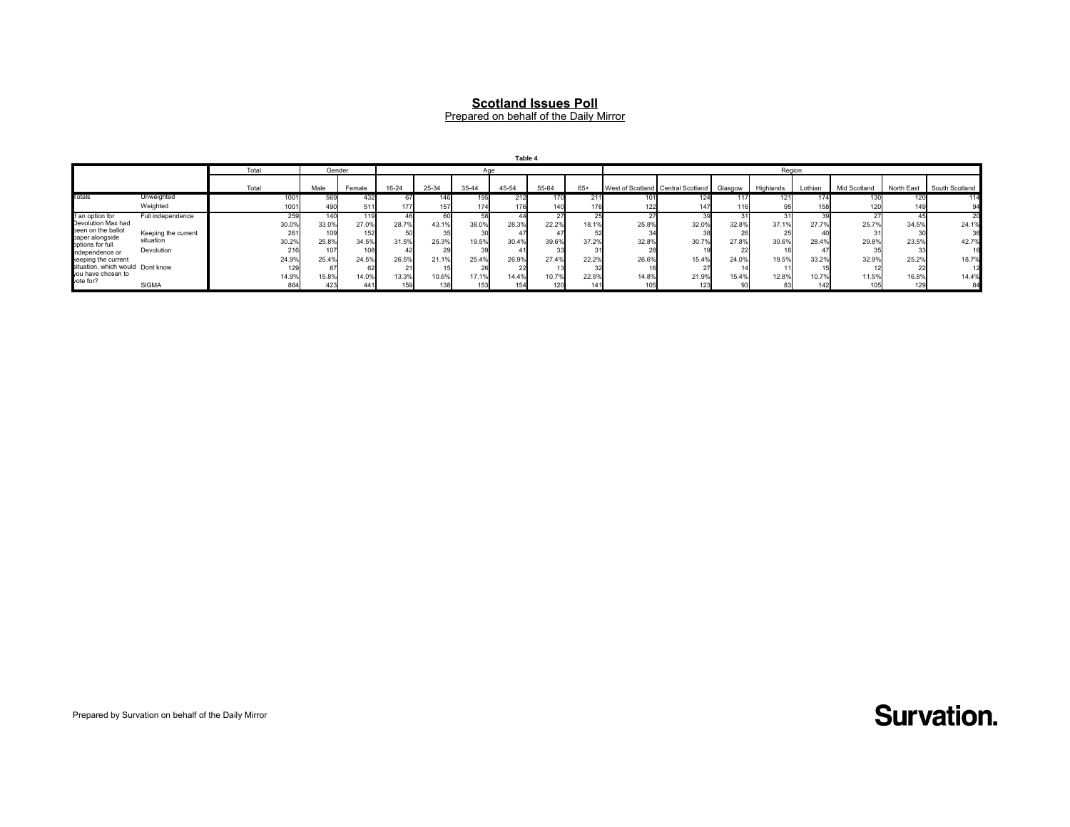## Scotland Issues Poll

Prepared on behalf of the Daily Mirror

**Table 4**

| | | Total | Gender | | Age | | | | | | Region | | | | | | | |
|---|---|---|---|---|---|---|---|---|---|---|---|---|---|---|---|---|---|---|
| | | Total | Male | Female | 16-24 | 25-34 | 35-44 | 45-54 | 55-64 | 65+ | West of Scotland | Central Scotland | Glasgow | Highlands | Lothian | Mid Scotland | North East | South Scotland |
| Totals | Unweighted | 1001 | 569 | 432 | 67 | 146 | 195 | 212 | 170 | 211 | 101 | 124 | 117 | 121 | 174 | 130 | 120 | 114 |
| | Weighted | 1001 | 490 | 511 | 177 | 157 | 174 | 176 | 140 | 176 | 122 | 147 | 116 | 95 | 158 | 120 | 149 | 94 |
| If an option for Devolution Max had been on the ballot paper alongside options for full independence or keeping the current situation, which would you have chosen to vote for? | Full independence | 259 | 140 | 119 | 46 | 60 | 58 | 44 | 27 | 25 | 27 | 39 | 31 | 31 | 39 | 27 | 45 | 20 |
| | | 30.0% | 33.0% | 27.0% | 28.7% | 43.1% | 38.0% | 28.3% | 22.2% | 18.1% | 25.8% | 32.0% | 32.8% | 37.1% | 27.7% | 25.7% | 34.5% | 24.1% |
| | Keeping the current situation | 261 | 109 | 152 | 50 | 35 | 30 | 47 | 47 | 52 | 34 | 38 | 26 | 25 | 40 | 31 | 30 | 36 |
| | | 30.2% | 25.8% | 34.5% | 31.5% | 25.3% | 19.5% | 30.4% | 39.6% | 37.2% | 32.8% | 30.7% | 27.8% | 30.6% | 28.4% | 29.8% | 23.5% | 42.7% |
| | Devolution | 216 | 107 | 108 | 42 | 29 | 39 | 41 | 33 | 31 | 28 | 19 | 22 | 16 | 47 | 35 | 33 | 16 |
| | | 24.9% | 25.4% | 24.5% | 26.5% | 21.1% | 25.4% | 26.9% | 27.4% | 22.2% | 26.6% | 15.4% | 24.0% | 19.5% | 33.2% | 32.9% | 25.2% | 18.7% |
| | Dont know | 129 | 67 | 62 | 21 | 15 | 26 | 22 | 13 | 32 | 16 | 27 | 14 | 11 | 15 | 12 | 22 | 12 |
| | | 14.9% | 15.8% | 14.0% | 13.3% | 10.6% | 17.1% | 14.4% | 10.7% | 22.5% | 14.8% | 21.9% | 15.4% | 12.8% | 10.7% | 11.5% | 16.8% | 14.4% |
| | SIGMA | 864 | 423 | 441 | 159 | 138 | 153 | 154 | 120 | 141 | 105 | 123 | 93 | 83 | 142 | 105 | 129 | 84 |

Prepared by Survation on behalf of the Daily Mirror

Survation.